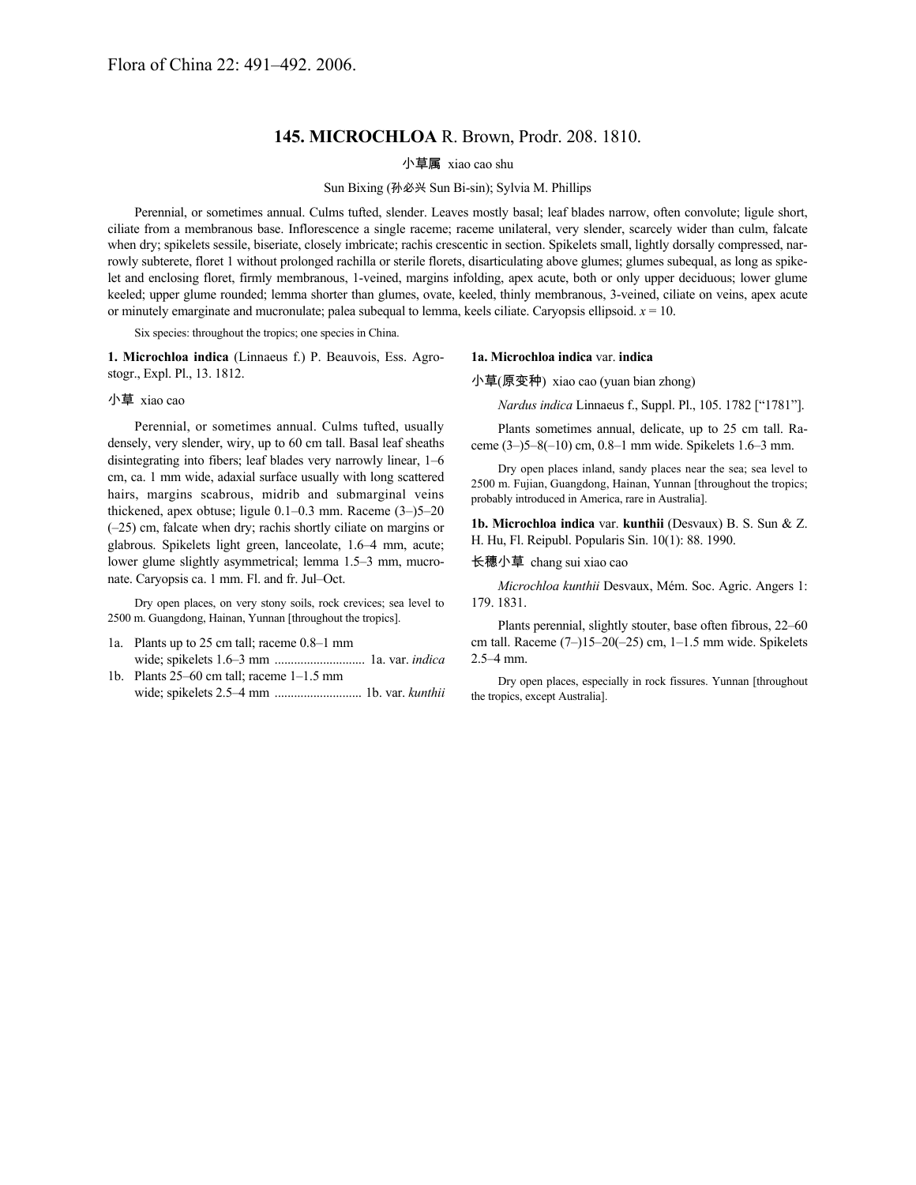Flora of China 22: 491–492. 2006.

## 145. MICROCHLOA R. Brown, Prodr. 208. 1810.

小草属 xiao cao shu

Sun Bixing (孙必兴 Sun Bi-sin); Sylvia M. Phillips

Perennial, or sometimes annual. Culms tufted, slender. Leaves mostly basal; leaf blades narrow, often convolute; ligule short, ciliate from a membranous base. Inflorescence a single raceme; raceme unilateral, very slender, scarcely wider than culm, falcate when dry; spikelets sessile, biseriate, closely imbricate; rachis crescentic in section. Spikelets small, lightly dorsally compressed, narrowly subterete, floret 1 without prolonged rachilla or sterile florets, disarticulating above glumes; glumes subequal, as long as spikelet and enclosing floret, firmly membranous, 1-veined, margins infolding, apex acute, both or only upper deciduous; lower glume keeled; upper glume rounded; lemma shorter than glumes, ovate, keeled, thinly membranous, 3-veined, ciliate on veins, apex acute or minutely emarginate and mucronulate; palea subequal to lemma, keels ciliate. Caryopsis ellipsoid. *x* = 10.

Six species: throughout the tropics; one species in China.

**1. Microchloa indica** (Linnaeus f.) P. Beauvois, Ess. Agrostogr., Expl. Pl., 13. 1812.

小草 xiao cao

Perennial, or sometimes annual. Culms tufted, usually densely, very slender, wiry, up to 60 cm tall. Basal leaf sheaths disintegrating into fibers; leaf blades very narrowly linear, 1–6 cm, ca. 1 mm wide, adaxial surface usually with long scattered hairs, margins scabrous, midrib and submarginal veins thickened, apex obtuse; ligule 0.1–0.3 mm. Raceme (3–)5–20 (–25) cm, falcate when dry; rachis shortly ciliate on margins or glabrous. Spikelets light green, lanceolate, 1.6–4 mm, acute; lower glume slightly asymmetrical; lemma 1.5–3 mm, mucronate. Caryopsis ca. 1 mm. Fl. and fr. Jul–Oct.

Dry open places, on very stony soils, rock crevices; sea level to 2500 m. Guangdong, Hainan, Yunnan [throughout the tropics].

1a. Plants up to 25 cm tall; raceme 0.8–1 mm wide; spikelets 1.6–3 mm ............................ 1a. var. *indica*
1b. Plants 25–60 cm tall; raceme 1–1.5 mm wide; spikelets 2.5–4 mm ........................... 1b. var. *kunthii*

**1a. Microchloa indica** var. **indica**

小草(原变种) xiao cao (yuan bian zhong)

*Nardus indica* Linnaeus f., Suppl. Pl., 105. 1782 ["1781"].

Plants sometimes annual, delicate, up to 25 cm tall. Raceme (3–)5–8(–10) cm, 0.8–1 mm wide. Spikelets 1.6–3 mm.

Dry open places inland, sandy places near the sea; sea level to 2500 m. Fujian, Guangdong, Hainan, Yunnan [throughout the tropics; probably introduced in America, rare in Australia].

**1b. Microchloa indica** var. **kunthii** (Desvaux) B. S. Sun & Z. H. Hu, Fl. Reipubl. Popularis Sin. 10(1): 88. 1990.

长穗小草 chang sui xiao cao

*Microchloa kunthii* Desvaux, Mém. Soc. Agric. Angers 1: 179. 1831.

Plants perennial, slightly stouter, base often fibrous, 22–60 cm tall. Raceme (7–)15–20(–25) cm, 1–1.5 mm wide. Spikelets 2.5–4 mm.

Dry open places, especially in rock fissures. Yunnan [throughout the tropics, except Australia].